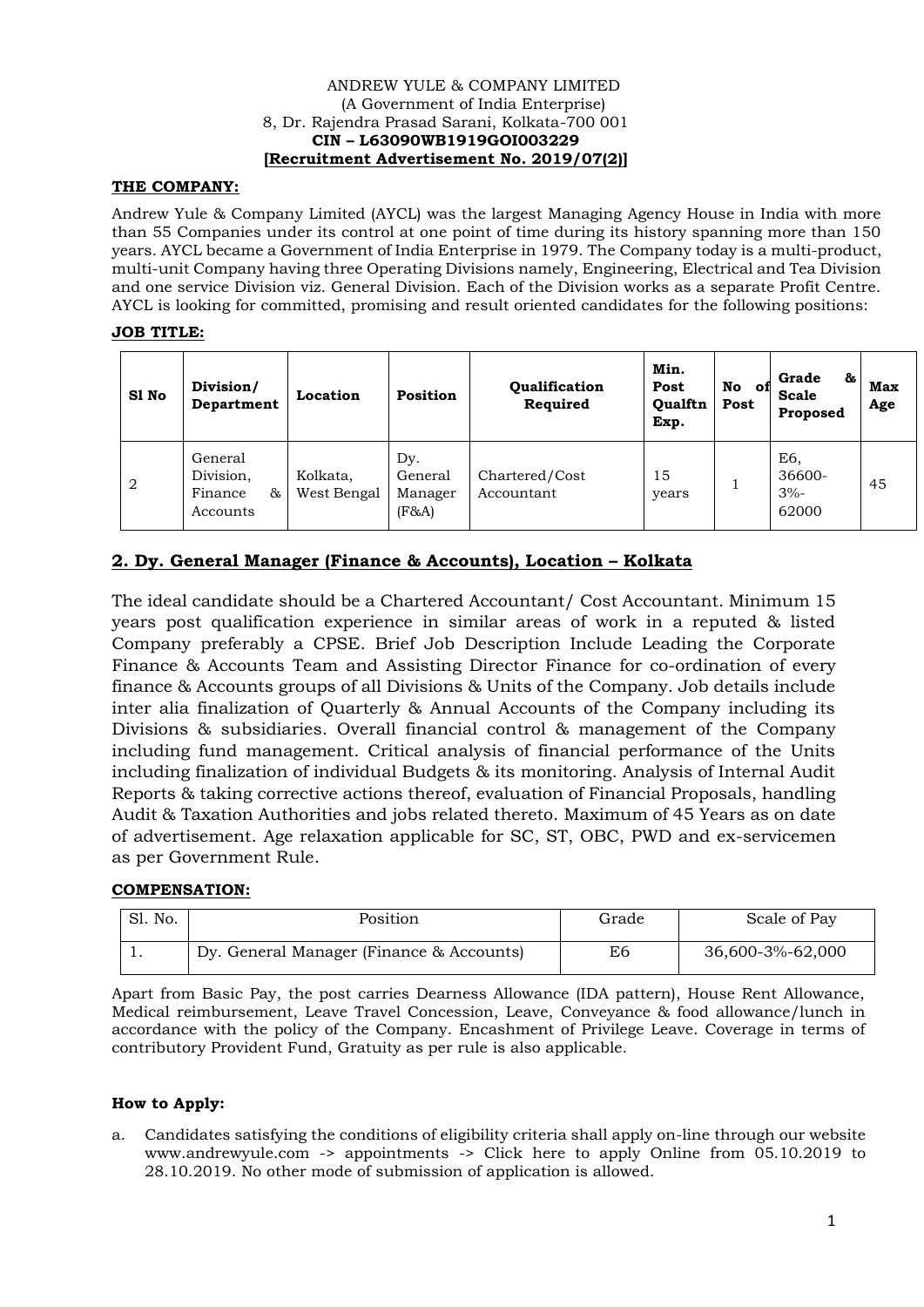ANDREW YULE & COMPANY LIMITED
(A Government of India Enterprise)
8, Dr. Rajendra Prasad Sarani, Kolkata-700 001
**CIN – L63090WB1919GOI003229**
**[Recruitment Advertisement No. 2019/07(2)]**

**THE COMPANY:**

Andrew Yule & Company Limited (AYCL) was the largest Managing Agency House in India with more than 55 Companies under its control at one point of time during its history spanning more than 150 years. AYCL became a Government of India Enterprise in 1979. The Company today is a multi-product, multi-unit Company having three Operating Divisions namely, Engineering, Electrical and Tea Division and one service Division viz. General Division. Each of the Division works as a separate Profit Centre. AYCL is looking for committed, promising and result oriented candidates for the following positions:

**JOB TITLE:**

| Sl No | Division/ Department | Location | Position | Qualification Required | Min. Post Qualftn Exp. | No of Post | Grade & Scale Proposed | Max Age |
|---|---|---|---|---|---|---|---|---|
| 2 | General Division, Finance & Accounts | Kolkata, West Bengal | Dy. General Manager (F&A) | Chartered/Cost Accountant | 15 years | 1 | E6, 36600-3%-62000 | 45 |

## 2. Dy. General Manager (Finance & Accounts), Location – Kolkata

The ideal candidate should be a Chartered Accountant/ Cost Accountant. Minimum 15 years post qualification experience in similar areas of work in a reputed & listed Company preferably a CPSE. Brief Job Description Include Leading the Corporate Finance & Accounts Team and Assisting Director Finance for co-ordination of every finance & Accounts groups of all Divisions & Units of the Company. Job details include inter alia finalization of Quarterly & Annual Accounts of the Company including its Divisions & subsidiaries. Overall financial control & management of the Company including fund management. Critical analysis of financial performance of the Units including finalization of individual Budgets & its monitoring. Analysis of Internal Audit Reports & taking corrective actions thereof, evaluation of Financial Proposals, handling Audit & Taxation Authorities and jobs related thereto. Maximum of 45 Years as on date of advertisement. Age relaxation applicable for SC, ST, OBC, PWD and ex-servicemen as per Government Rule.

**COMPENSATION:**

| Sl. No. | Position | Grade | Scale of Pay |
|---|---|---|---|
| 1. | Dy. General Manager (Finance & Accounts) | E6 | 36,600-3%-62,000 |

Apart from Basic Pay, the post carries Dearness Allowance (IDA pattern), House Rent Allowance, Medical reimbursement, Leave Travel Concession, Leave, Conveyance & food allowance/lunch in accordance with the policy of the Company. Encashment of Privilege Leave. Coverage in terms of contributory Provident Fund, Gratuity as per rule is also applicable.

**How to Apply:**

a. Candidates satisfying the conditions of eligibility criteria shall apply on-line through our website www.andrewyule.com -> appointments -> Click here to apply Online from 05.10.2019 to 28.10.2019. No other mode of submission of application is allowed.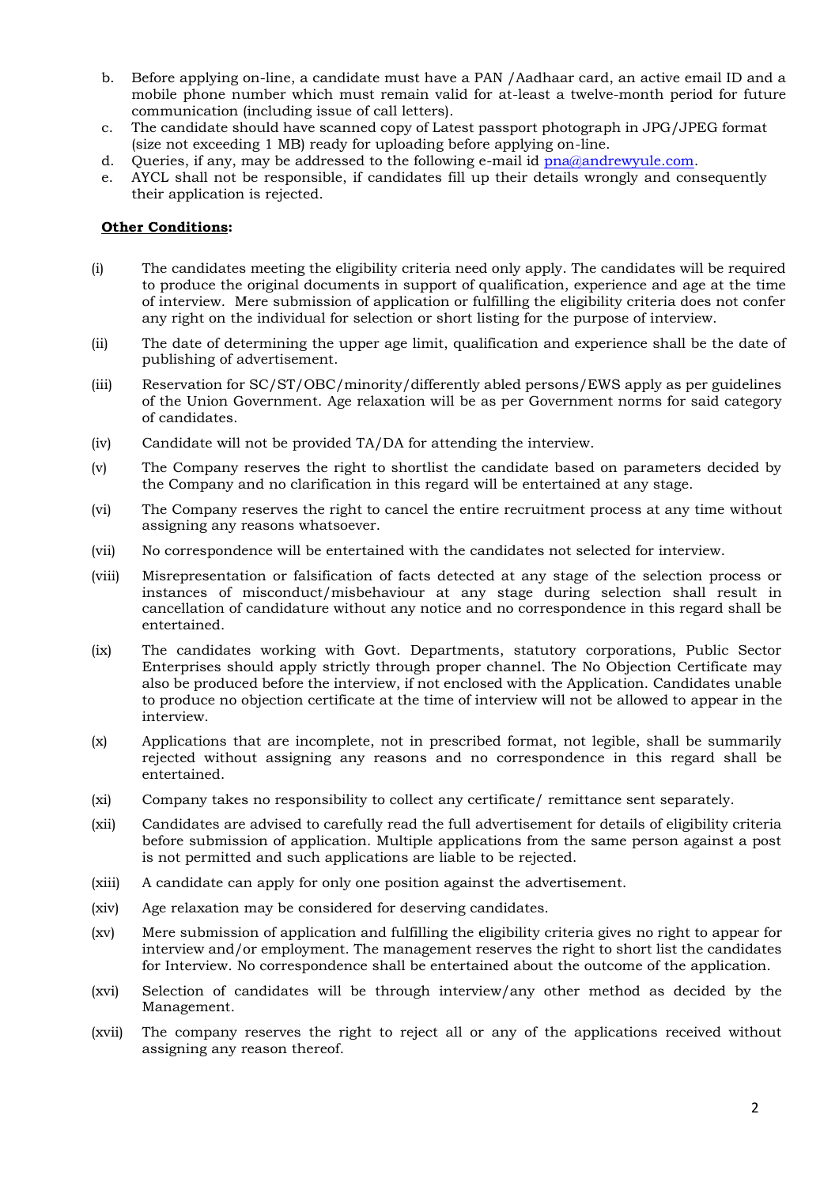b. Before applying on-line, a candidate must have a PAN /Aadhaar card, an active email ID and a mobile phone number which must remain valid for at-least a twelve-month period for future communication (including issue of call letters).
c. The candidate should have scanned copy of Latest passport photograph in JPG/JPEG format (size not exceeding 1 MB) ready for uploading before applying on-line.
d. Queries, if any, may be addressed to the following e-mail id [pna@andrewyule.com](mailto:pna@andrewyule.com).
e. AYCL shall not be responsible, if candidates fill up their details wrongly and consequently their application is rejected.

**Other Conditions:**

(i) The candidates meeting the eligibility criteria need only apply. The candidates will be required to produce the original documents in support of qualification, experience and age at the time of interview. Mere submission of application or fulfilling the eligibility criteria does not confer any right on the individual for selection or short listing for the purpose of interview.

(ii) The date of determining the upper age limit, qualification and experience shall be the date of publishing of advertisement.

(iii) Reservation for SC/ST/OBC/minority/differently abled persons/EWS apply as per guidelines of the Union Government. Age relaxation will be as per Government norms for said category of candidates.

(iv) Candidate will not be provided TA/DA for attending the interview.

(v) The Company reserves the right to shortlist the candidate based on parameters decided by the Company and no clarification in this regard will be entertained at any stage.

(vi) The Company reserves the right to cancel the entire recruitment process at any time without assigning any reasons whatsoever.

(vii) No correspondence will be entertained with the candidates not selected for interview.

(viii) Misrepresentation or falsification of facts detected at any stage of the selection process or instances of misconduct/misbehaviour at any stage during selection shall result in cancellation of candidature without any notice and no correspondence in this regard shall be entertained.

(ix) The candidates working with Govt. Departments, statutory corporations, Public Sector Enterprises should apply strictly through proper channel. The No Objection Certificate may also be produced before the interview, if not enclosed with the Application. Candidates unable to produce no objection certificate at the time of interview will not be allowed to appear in the interview.

(x) Applications that are incomplete, not in prescribed format, not legible, shall be summarily rejected without assigning any reasons and no correspondence in this regard shall be entertained.

(xi) Company takes no responsibility to collect any certificate/ remittance sent separately.

(xii) Candidates are advised to carefully read the full advertisement for details of eligibility criteria before submission of application. Multiple applications from the same person against a post is not permitted and such applications are liable to be rejected.

(xiii) A candidate can apply for only one position against the advertisement.

(xiv) Age relaxation may be considered for deserving candidates.

(xv) Mere submission of application and fulfilling the eligibility criteria gives no right to appear for interview and/or employment. The management reserves the right to short list the candidates for Interview. No correspondence shall be entertained about the outcome of the application.

(xvi) Selection of candidates will be through interview/any other method as decided by the Management.

(xvii) The company reserves the right to reject all or any of the applications received without assigning any reason thereof.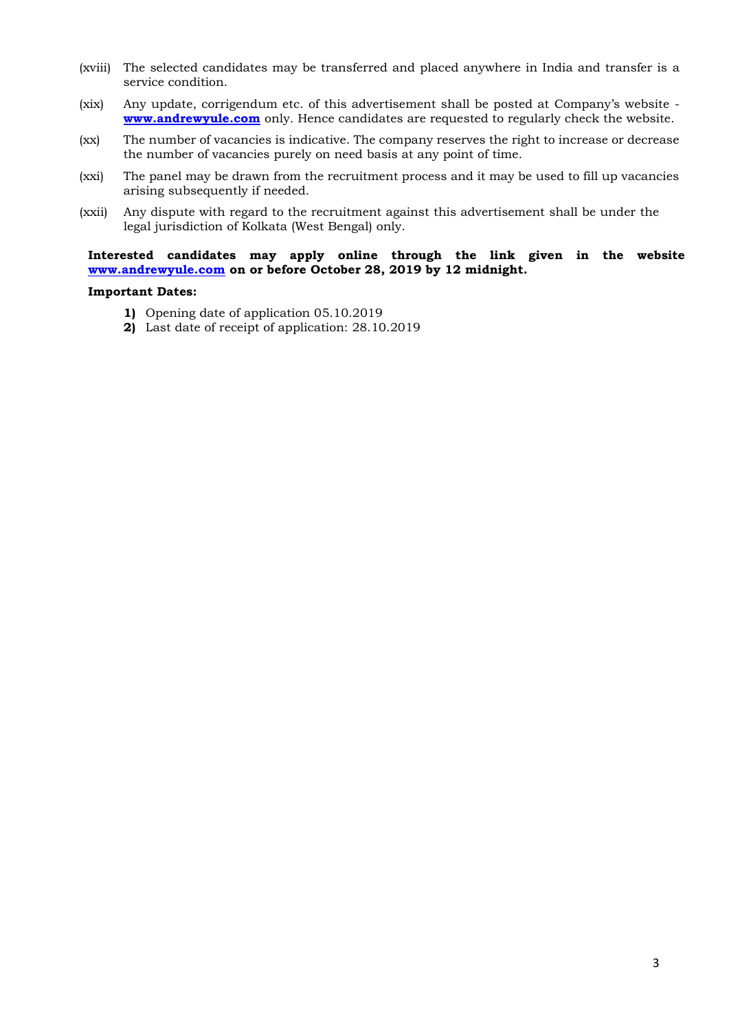(xviii) The selected candidates may be transferred and placed anywhere in India and transfer is a service condition.

(xix) Any update, corrigendum etc. of this advertisement shall be posted at Company's website - **www.andrewyule.com** only. Hence candidates are requested to regularly check the website.

(xx) The number of vacancies is indicative. The company reserves the right to increase or decrease the number of vacancies purely on need basis at any point of time.

(xxi) The panel may be drawn from the recruitment process and it may be used to fill up vacancies arising subsequently if needed.

(xxii) Any dispute with regard to the recruitment against this advertisement shall be under the legal jurisdiction of Kolkata (West Bengal) only.

**Interested candidates may apply online through the link given in the website www.andrewyule.com on or before October 28, 2019 by 12 midnight.**

**Important Dates:**

1) Opening date of application 05.10.2019
2) Last date of receipt of application: 28.10.2019